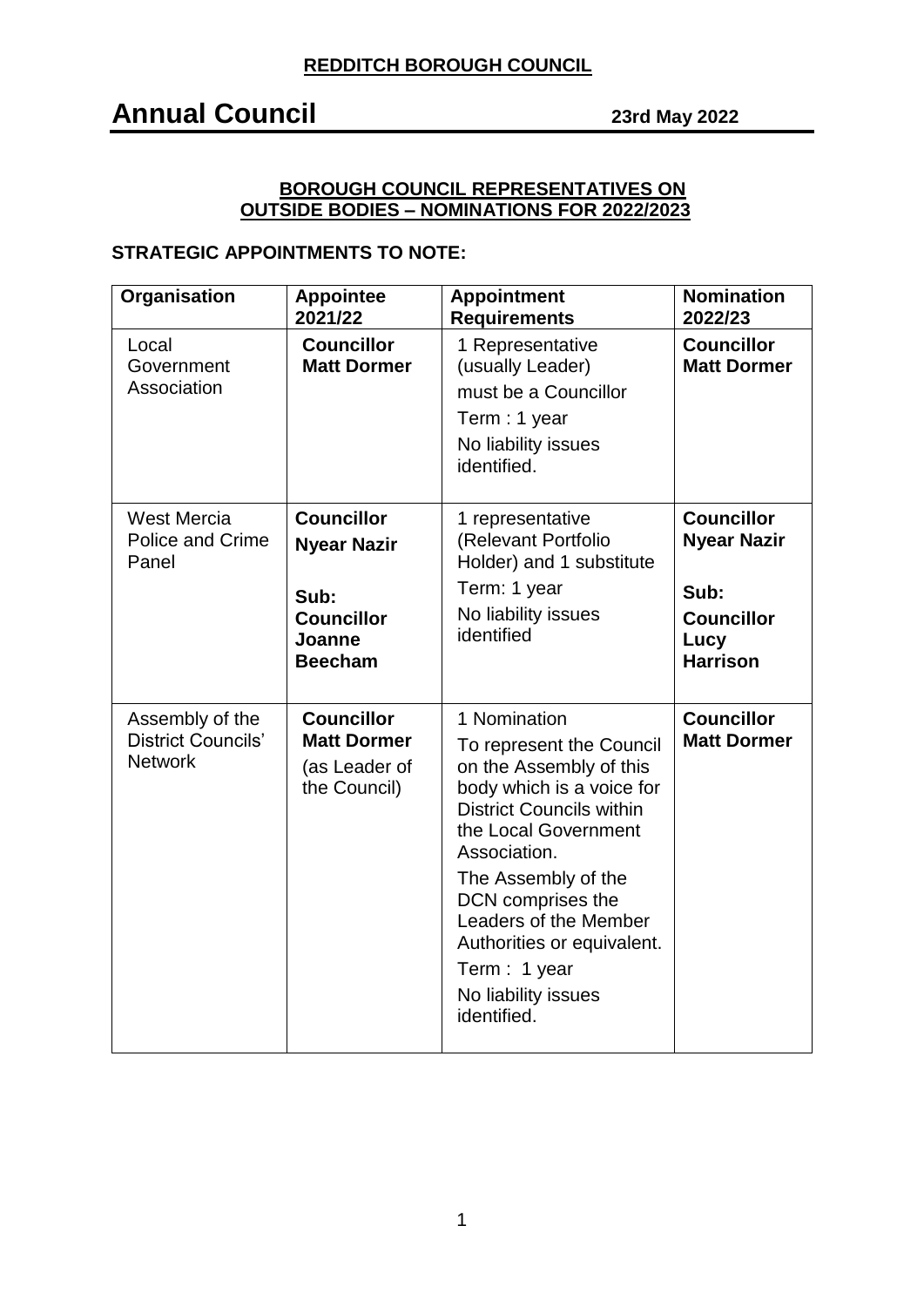**REDDITCH BOROUGH COUNCIL**

# Annual Council

**23rd May 2022**

## BOROUGH COUNCIL REPRESENTATIVES ON OUTSIDE BODIES – NOMINATIONS FOR 2022/2023

### STRATEGIC APPOINTMENTS TO NOTE:

| Organisation | Appointee 2021/22 | Appointment Requirements | Nomination 2022/23 |
|---|---|---|---|
| Local Government Association | **Councillor Matt Dormer** | 1 Representative (usually Leader)<br>must be a Councillor<br>Term : 1 year<br>No liability issues identified. | **Councillor Matt Dormer** |
| West Mercia Police and Crime Panel | **Councillor Nyear Nazir**<br><br>**Sub: Councillor Joanne Beecham** | 1 representative (Relevant Portfolio Holder) and 1 substitute<br>Term: 1 year<br>No liability issues identified | **Councillor Nyear Nazir**<br><br>**Sub: Councillor Lucy Harrison** |
| Assembly of the District Councils' Network | **Councillor Matt Dormer** (as Leader of the Council) | 1 Nomination<br>To represent the Council on the Assembly of this body which is a voice for District Councils within the Local Government Association.<br>The Assembly of the DCN comprises the Leaders of the Member Authorities or equivalent.<br>Term : 1 year<br>No liability issues identified. | **Councillor Matt Dormer** |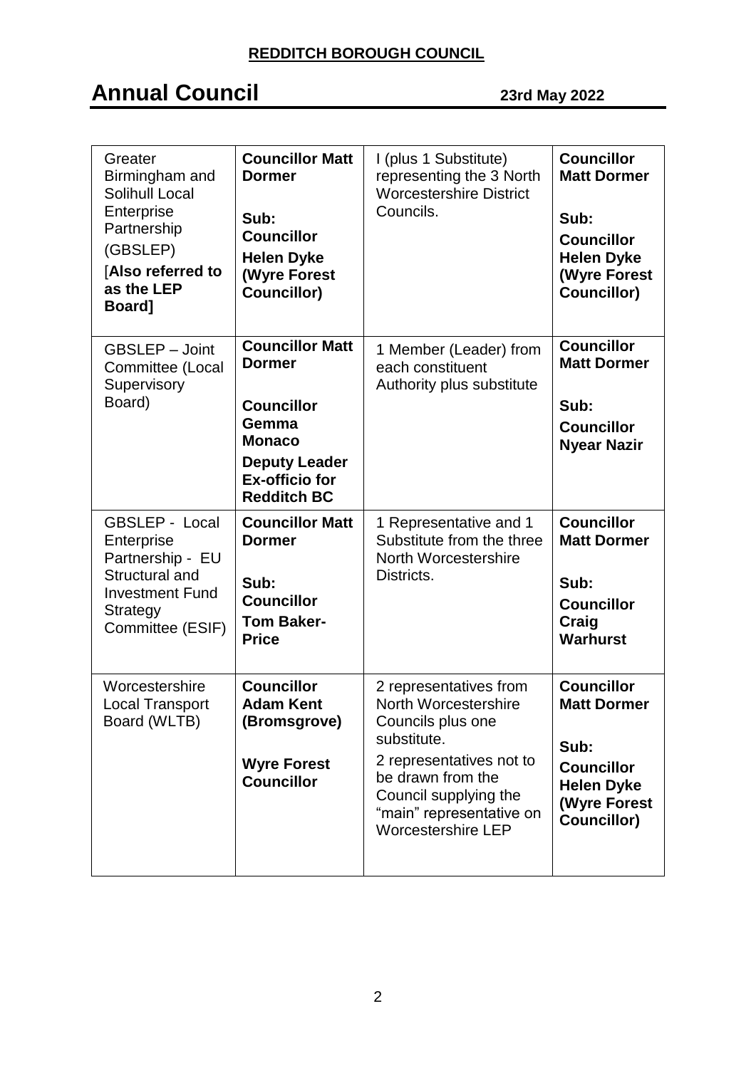**REDDITCH BOROUGH COUNCIL**

# Annual Council 23rd May 2022

| | | | |
|---|---|---|---|
| Greater Birmingham and Solihull Local Enterprise Partnership (GBSLEP) [**Also referred to as the LEP Board]** | **Councillor Matt Dormer** <br><br> **Sub: Councillor Helen Dyke (Wyre Forest Councillor)** | I (plus 1 Substitute) representing the 3 North Worcestershire District Councils. | **Councillor Matt Dormer** <br><br> **Sub: Councillor Helen Dyke (Wyre Forest Councillor)** |
| GBSLEP – Joint Committee (Local Supervisory Board) | **Councillor Matt Dormer** <br><br> **Councillor Gemma Monaco** <br> **Deputy Leader Ex-officio for Redditch BC** | 1 Member (Leader) from each constituent Authority plus substitute | **Councillor Matt Dormer** <br><br> **Sub: Councillor Nyear Nazir** |
| GBSLEP - Local Enterprise Partnership - EU Structural and Investment Fund Strategy Committee (ESIF) | **Councillor Matt Dormer** <br><br> **Sub: Councillor Tom Baker-Price** | 1 Representative and 1 Substitute from the three North Worcestershire Districts. | **Councillor Matt Dormer** <br><br> **Sub: Councillor Craig Warhurst** |
| Worcestershire Local Transport Board (WLTB) | **Councillor Adam Kent (Bromsgrove)** <br><br> **Wyre Forest Councillor** | 2 representatives from North Worcestershire Councils plus one substitute. <br> 2 representatives not to be drawn from the Council supplying the "main" representative on Worcestershire LEP | **Councillor Matt Dormer** <br><br> **Sub: Councillor Helen Dyke (Wyre Forest Councillor)** |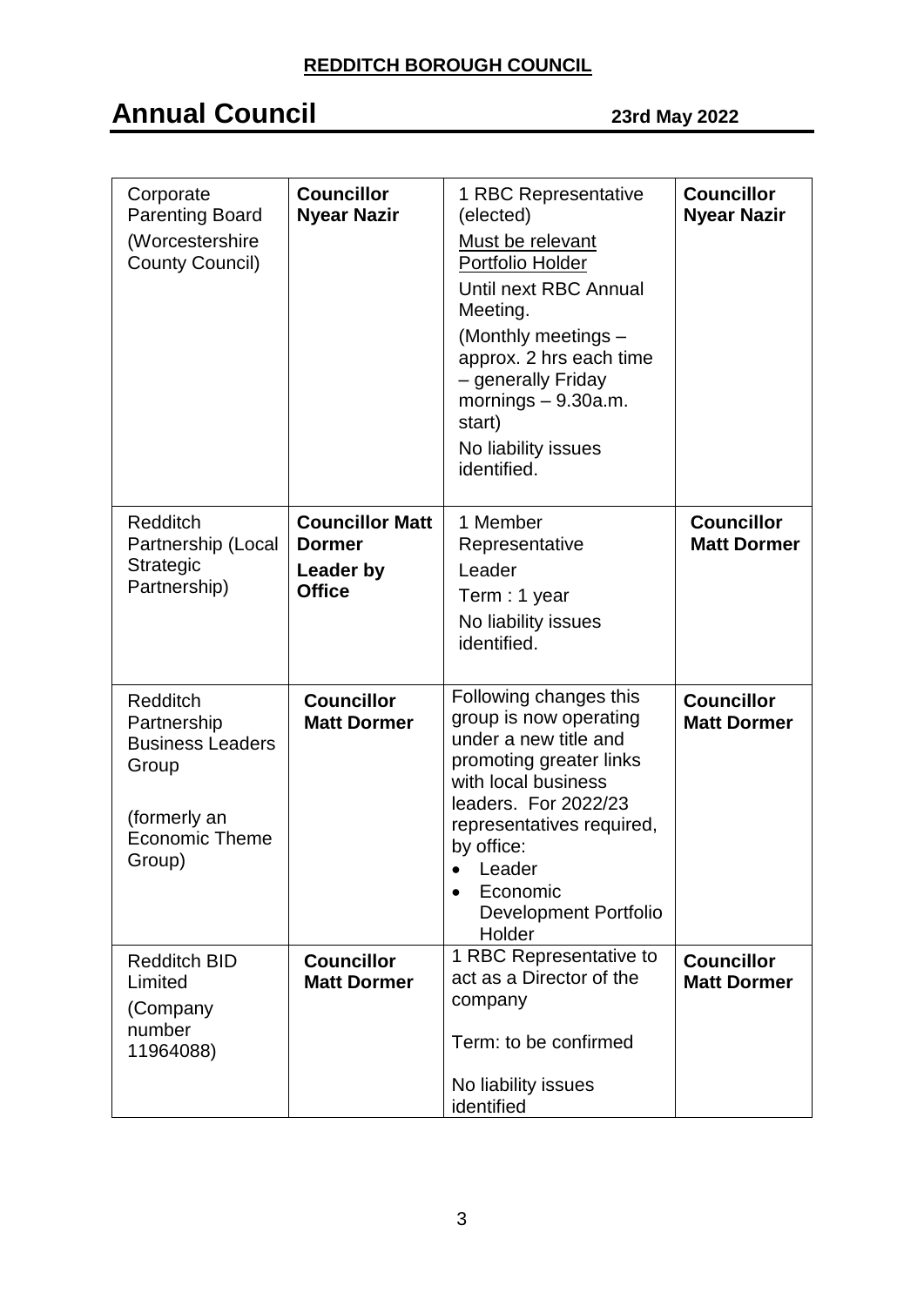**REDDITCH BOROUGH COUNCIL**

# Annual Council

**23rd May 2022**

| | | | |
|---|---|---|---|
| Corporate Parenting Board (Worcestershire County Council) | **Councillor Nyear Nazir** | 1 RBC Representative (elected)<br>Must be relevant Portfolio Holder<br>Until next RBC Annual Meeting.<br>(Monthly meetings – approx. 2 hrs each time – generally Friday mornings – 9.30a.m. start)<br>No liability issues identified. | **Councillor Nyear Nazir** |
| Redditch Partnership (Local Strategic Partnership) | **Councillor Matt Dormer**<br>**Leader by Office** | 1 Member Representative<br>Leader<br>Term : 1 year<br>No liability issues identified. | **Councillor Matt Dormer** |
| Redditch Partnership Business Leaders Group<br><br>(formerly an Economic Theme Group) | **Councillor Matt Dormer** | Following changes this group is now operating under a new title and promoting greater links with local business leaders. For 2022/23 representatives required, by office:<br>• Leader<br>• Economic Development Portfolio Holder | **Councillor Matt Dormer** |
| Redditch BID Limited<br>(Company number 11964088) | **Councillor Matt Dormer** | 1 RBC Representative to act as a Director of the company<br><br>Term: to be confirmed<br><br>No liability issues identified | **Councillor Matt Dormer** |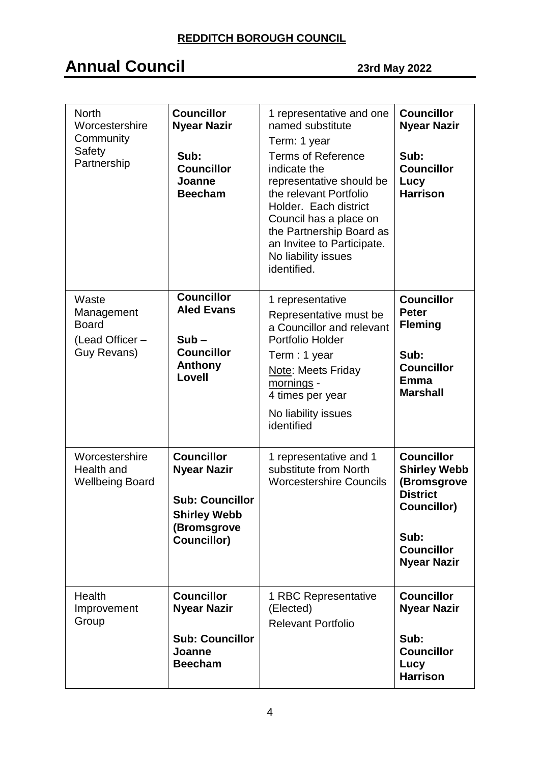**REDDITCH BOROUGH COUNCIL**

# Annual Council 23rd May 2022

| | | | |
|---|---|---|---|
| North Worcestershire Community Safety Partnership | **Councillor Nyear Nazir**<br><br>**Sub: Councillor Joanne Beecham** | 1 representative and one named substitute<br>Term: 1 year<br>Terms of Reference indicate the representative should be the relevant Portfolio Holder. Each district Council has a place on the Partnership Board as an Invitee to Participate. No liability issues identified. | **Councillor Nyear Nazir**<br><br>**Sub: Councillor Lucy Harrison** |
| Waste Management Board<br>(Lead Officer – Guy Revans) | **Councillor Aled Evans**<br><br>**Sub – Councillor Anthony Lovell** | 1 representative<br>Representative must be a Councillor and relevant Portfolio Holder<br>Term : 1 year<br>Note: Meets Friday mornings - 4 times per year<br>No liability issues identified | **Councillor Peter Fleming**<br><br>**Sub: Councillor Emma Marshall** |
| Worcestershire Health and Wellbeing Board | **Councillor Nyear Nazir**<br><br>**Sub: Councillor Shirley Webb (Bromsgrove Councillor)** | 1 representative and 1 substitute from North Worcestershire Councils | **Councillor Shirley Webb (Bromsgrove District Councillor)**<br><br>**Sub: Councillor Nyear Nazir** |
| Health Improvement Group | **Councillor Nyear Nazir**<br><br>**Sub: Councillor Joanne Beecham** | 1 RBC Representative (Elected)<br>Relevant Portfolio | **Councillor Nyear Nazir**<br><br>**Sub: Councillor Lucy Harrison** |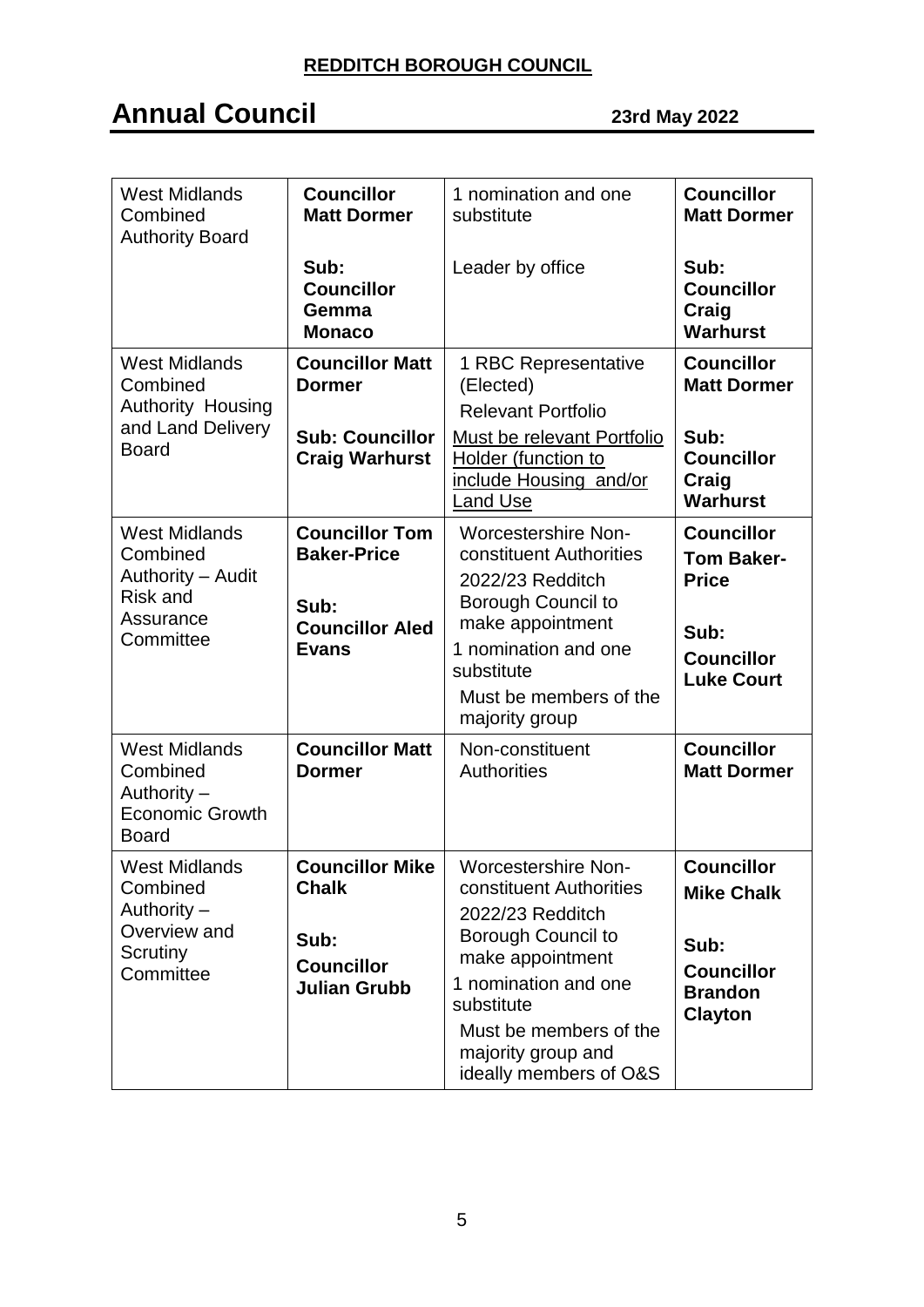**REDDITCH BOROUGH COUNCIL**

# Annual Council

**23rd May 2022**

| | | | |
|---|---|---|---|
| West Midlands Combined Authority Board | **Councillor Matt Dormer**<br><br>**Sub: Councillor Gemma Monaco** | 1 nomination and one substitute<br><br>Leader by office | **Councillor Matt Dormer**<br><br>**Sub: Councillor Craig Warhurst** |
| West Midlands Combined Authority Housing and Land Delivery Board | **Councillor Matt Dormer**<br><br>**Sub: Councillor Craig Warhurst** | 1 RBC Representative (Elected)<br>Relevant Portfolio<br>Must be relevant Portfolio Holder (function to include Housing and/or Land Use | **Councillor Matt Dormer**<br><br>**Sub: Councillor Craig Warhurst** |
| West Midlands Combined Authority – Audit Risk and Assurance Committee | **Councillor Tom Baker-Price**<br><br>**Sub: Councillor Aled Evans** | Worcestershire Non-constituent Authorities<br>2022/23 Redditch Borough Council to make appointment<br>1 nomination and one substitute<br>Must be members of the majority group | **Councillor Tom Baker-Price**<br><br>**Sub: Councillor Luke Court** |
| West Midlands Combined Authority – Economic Growth Board | **Councillor Matt Dormer** | Non-constituent Authorities | **Councillor Matt Dormer** |
| West Midlands Combined Authority – Overview and Scrutiny Committee | **Councillor Mike Chalk**<br><br>**Sub: Councillor Julian Grubb** | Worcestershire Non-constituent Authorities<br>2022/23 Redditch Borough Council to make appointment<br>1 nomination and one substitute<br>Must be members of the majority group and ideally members of O&S | **Councillor Mike Chalk**<br><br>**Sub: Councillor Brandon Clayton** |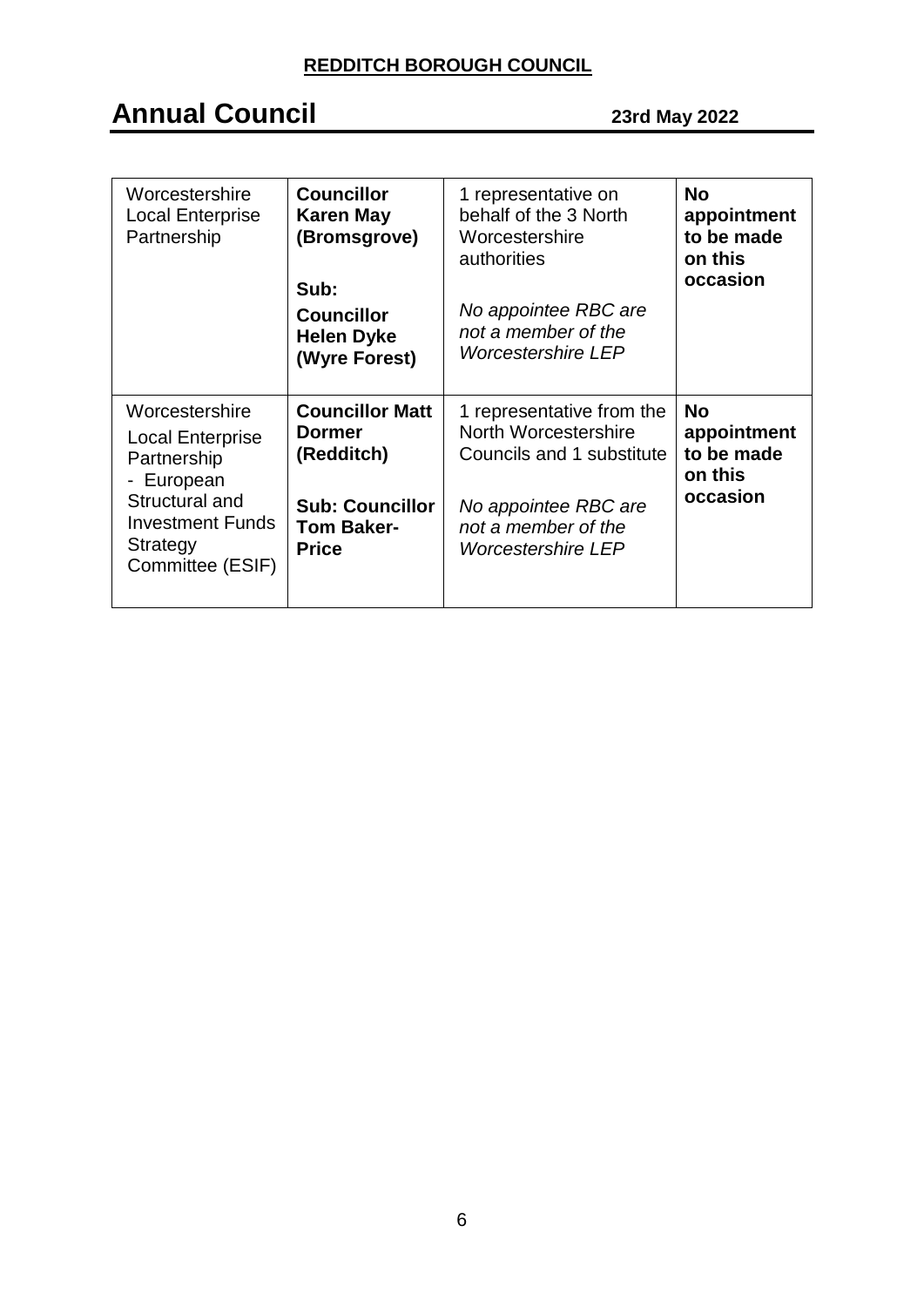| | | | |
|---|---|---|---|
| Worcestershire Local Enterprise Partnership | **Councillor Karen May (Bromsgrove)**<br><br>**Sub:**<br>**Councillor Helen Dyke (Wyre Forest)** | 1 representative on behalf of the 3 North Worcestershire authorities<br><br>*No appointee RBC are not a member of the Worcestershire LEP* | **No appointment to be made on this occasion** |
| Worcestershire Local Enterprise Partnership - European Structural and Investment Funds Strategy Committee (ESIF) | **Councillor Matt Dormer (Redditch)**<br><br>**Sub: Councillor Tom Baker-Price** | 1 representative from the North Worcestershire Councils and 1 substitute<br><br>*No appointee RBC are not a member of the Worcestershire LEP* | **No appointment to be made on this occasion** |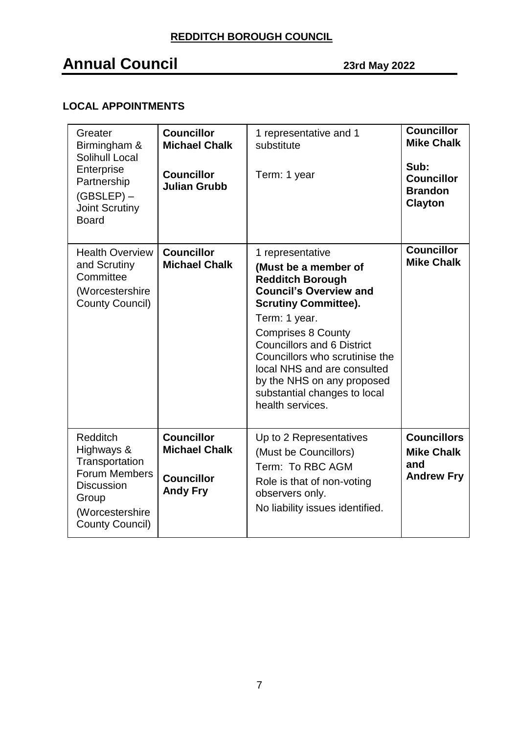**REDDITCH BOROUGH COUNCIL**

# Annual Council

**23rd May 2022**

## LOCAL APPOINTMENTS

| | | | |
|---|---|---|---|
| Greater Birmingham & Solihull Local Enterprise Partnership (GBSLEP) – Joint Scrutiny Board | **Councillor Michael Chalk**<br><br>**Councillor Julian Grubb** | 1 representative and 1 substitute<br><br>Term: 1 year | **Councillor Mike Chalk**<br><br>**Sub: Councillor Brandon Clayton** |
| Health Overview and Scrutiny Committee (Worcestershire County Council) | **Councillor Michael Chalk** | 1 representative<br>**(Must be a member of Redditch Borough Council's Overview and Scrutiny Committee).**<br>Term: 1 year.<br>Comprises 8 County Councillors and 6 District Councillors who scrutinise the local NHS and are consulted by the NHS on any proposed substantial changes to local health services. | **Councillor Mike Chalk** |
| Redditch Highways & Transportation Forum Members Discussion Group (Worcestershire County Council) | **Councillor Michael Chalk**<br><br>**Councillor Andy Fry** | Up to 2 Representatives<br>(Must be Councillors)<br>Term: To RBC AGM<br>Role is that of non-voting observers only.<br>No liability issues identified. | **Councillors Mike Chalk and Andrew Fry** |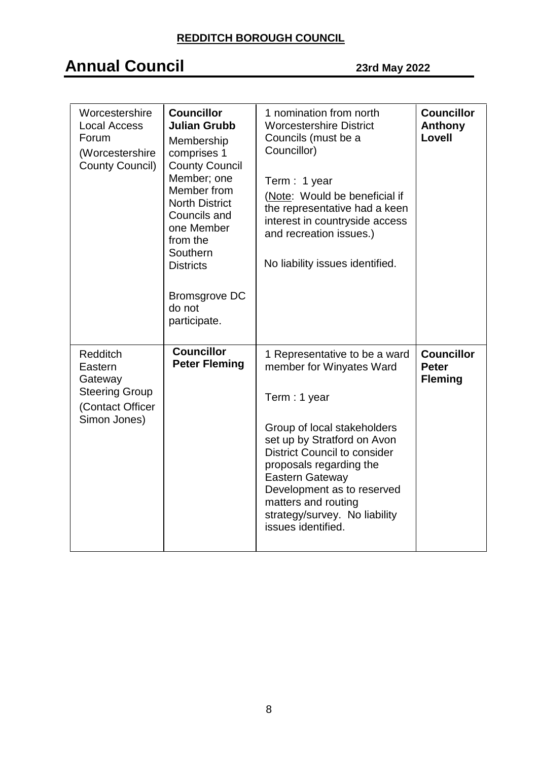| | | | |
|---|---|---|---|
| Worcestershire Local Access Forum<br>(Worcestershire County Council) | **Councillor Julian Grubb**<br>Membership comprises 1 County Council Member; one Member from North District Councils and one Member from the Southern Districts<br><br>Bromsgrove DC do not participate. | 1 nomination from north Worcestershire District Councils (must be a Councillor)<br><br>Term : 1 year<br>(Note: Would be beneficial if the representative had a keen interest in countryside access and recreation issues.)<br><br>No liability issues identified. | **Councillor Anthony Lovell** |
| Redditch Eastern Gateway Steering Group<br>(Contact Officer Simon Jones) | **Councillor Peter Fleming** | 1 Representative to be a ward member for Winyates Ward<br><br>Term : 1 year<br><br>Group of local stakeholders set up by Stratford on Avon District Council to consider proposals regarding the Eastern Gateway Development as to reserved matters and routing strategy/survey. No liability issues identified. | **Councillor Peter Fleming** |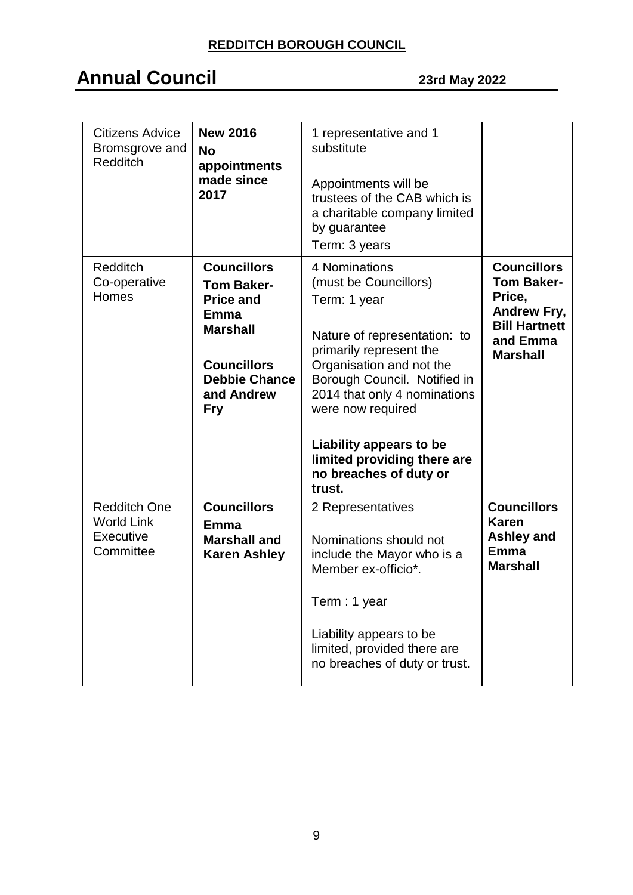**REDDITCH BOROUGH COUNCIL**

# Annual Council

**23rd May 2022**

| | | | |
|---|---|---|---|
| Citizens Advice Bromsgrove and Redditch | **New 2016 No appointments made since 2017** | 1 representative and 1 substitute<br><br>Appointments will be trustees of the CAB which is a charitable company limited by guarantee<br>Term: 3 years | |
| Redditch Co-operative Homes | **Councillors Tom Baker-Price and Emma Marshall**<br><br>**Councillors Debbie Chance and Andrew Fry** | 4 Nominations (must be Councillors)<br>Term: 1 year<br><br>Nature of representation: to primarily represent the Organisation and not the Borough Council. Notified in 2014 that only 4 nominations were now required<br><br>**Liability appears to be limited providing there are no breaches of duty or trust.** | **Councillors Tom Baker-Price, Andrew Fry, Bill Hartnett and Emma Marshall** |
| Redditch One World Link Executive Committee | **Councillors Emma Marshall and Karen Ashley** | 2 Representatives<br><br>Nominations should not include the Mayor who is a Member ex-officio*.<br><br>Term : 1 year<br><br>Liability appears to be limited, provided there are no breaches of duty or trust. | **Councillors Karen Ashley and Emma Marshall** |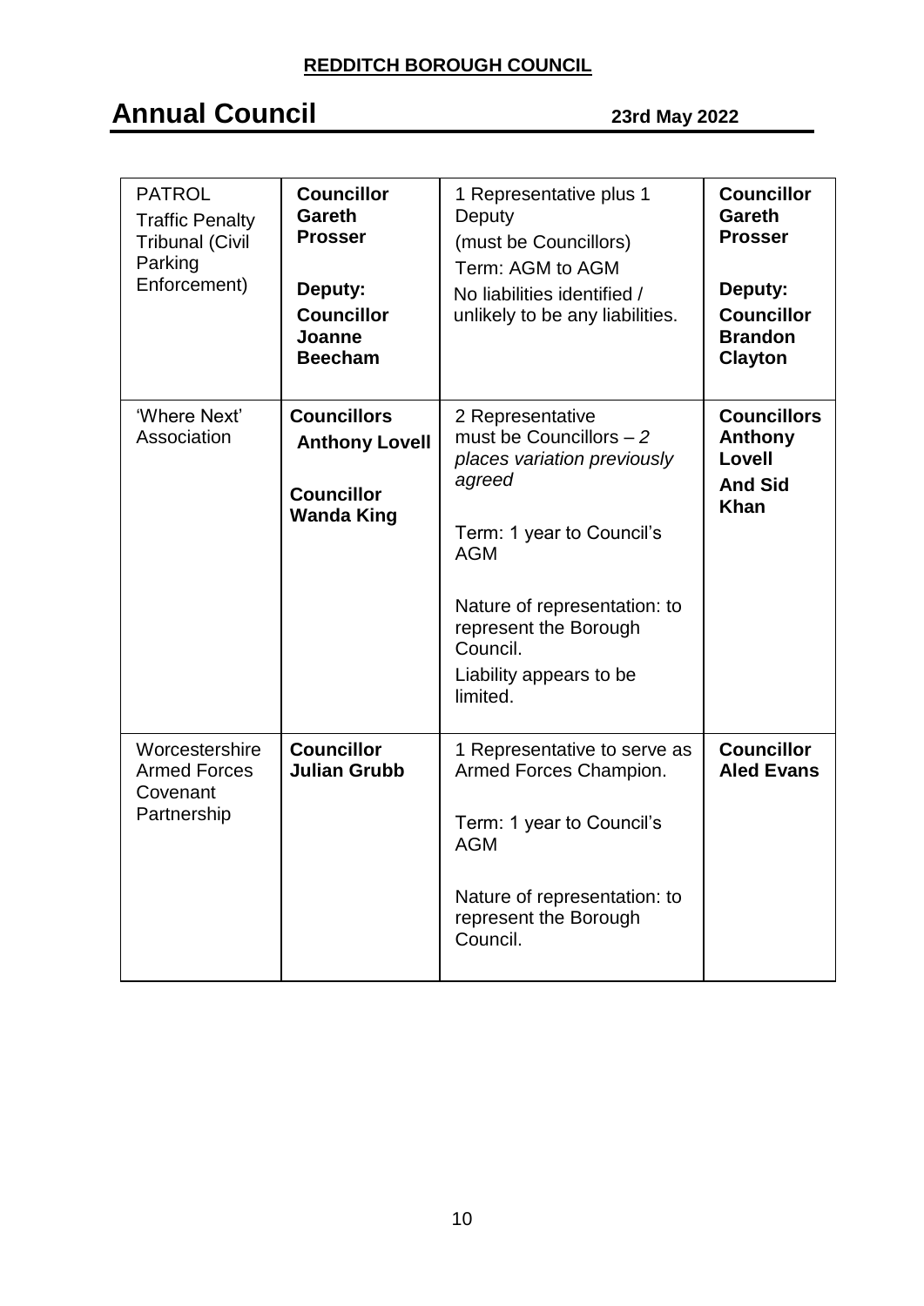| PATROL<br>Traffic Penalty Tribunal (Civil Parking Enforcement) | **Councillor Gareth Prosser**<br><br>**Deputy: Councillor Joanne Beecham** | 1 Representative plus 1 Deputy<br>(must be Councillors)<br>Term: AGM to AGM<br>No liabilities identified / unlikely to be any liabilities. | **Councillor Gareth Prosser**<br><br>**Deputy: Councillor Brandon Clayton** |
|---|---|---|---|
| 'Where Next' Association | **Councillors Anthony Lovell**<br><br>**Councillor Wanda King** | 2 Representative must be Councillors – *2 places variation previously agreed*<br><br>Term: 1 year to Council's AGM<br><br>Nature of representation: to represent the Borough Council.<br>Liability appears to be limited. | **Councillors Anthony Lovell And Sid Khan** |
| Worcestershire Armed Forces Covenant Partnership | **Councillor Julian Grubb** | 1 Representative to serve as Armed Forces Champion.<br><br>Term: 1 year to Council's AGM<br><br>Nature of representation: to represent the Borough Council. | **Councillor Aled Evans** |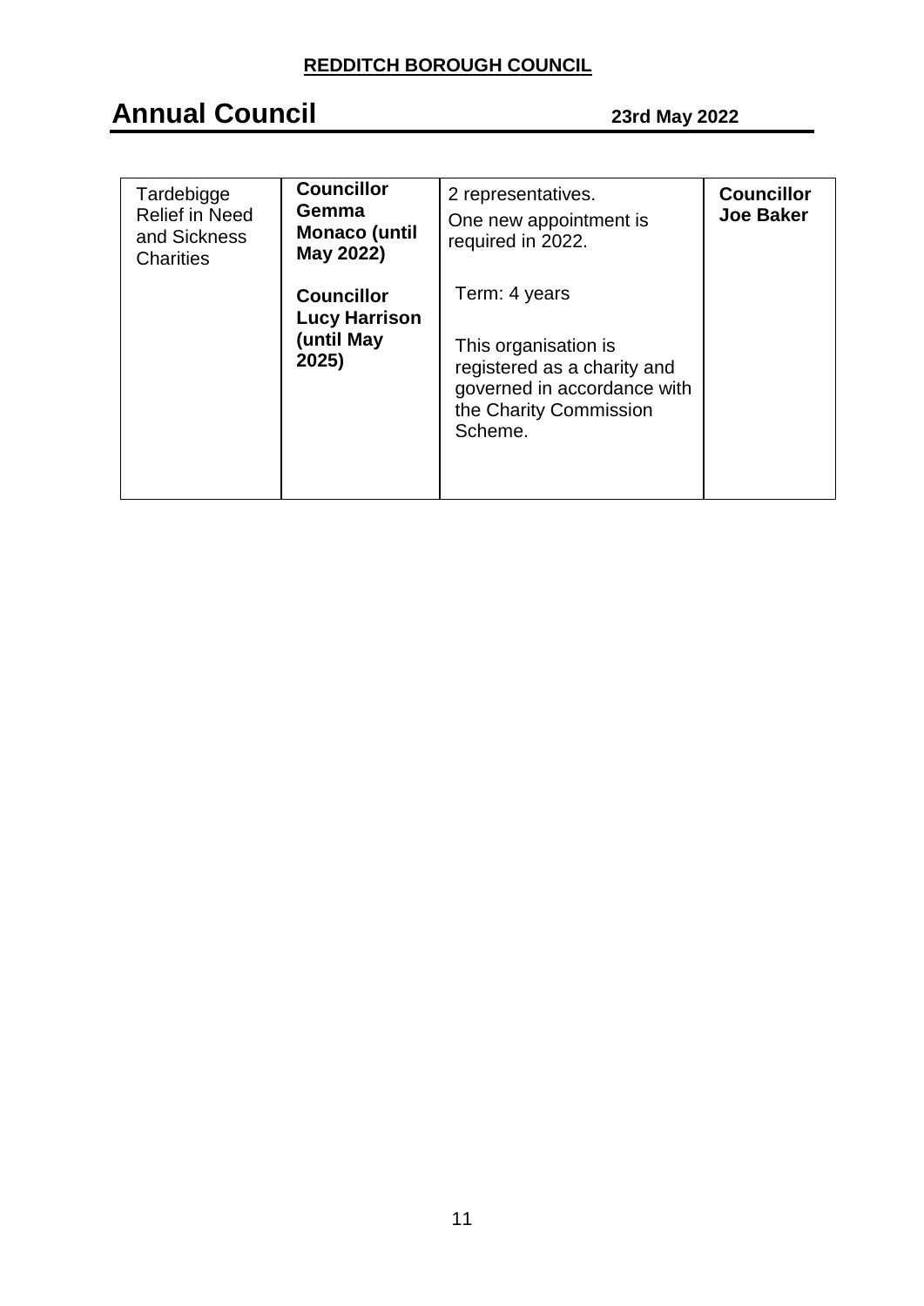**REDDITCH BOROUGH COUNCIL**

# Annual Council

**23rd May 2022**

| | | | |
|---|---|---|---|
| Tardebigge Relief in Need and Sickness Charities | **Councillor Gemma Monaco (until May 2022)**<br><br>**Councillor Lucy Harrison (until May 2025)** | 2 representatives.<br>One new appointment is required in 2022.<br><br>Term: 4 years<br><br>This organisation is registered as a charity and governed in accordance with the Charity Commission Scheme. | **Councillor Joe Baker** |